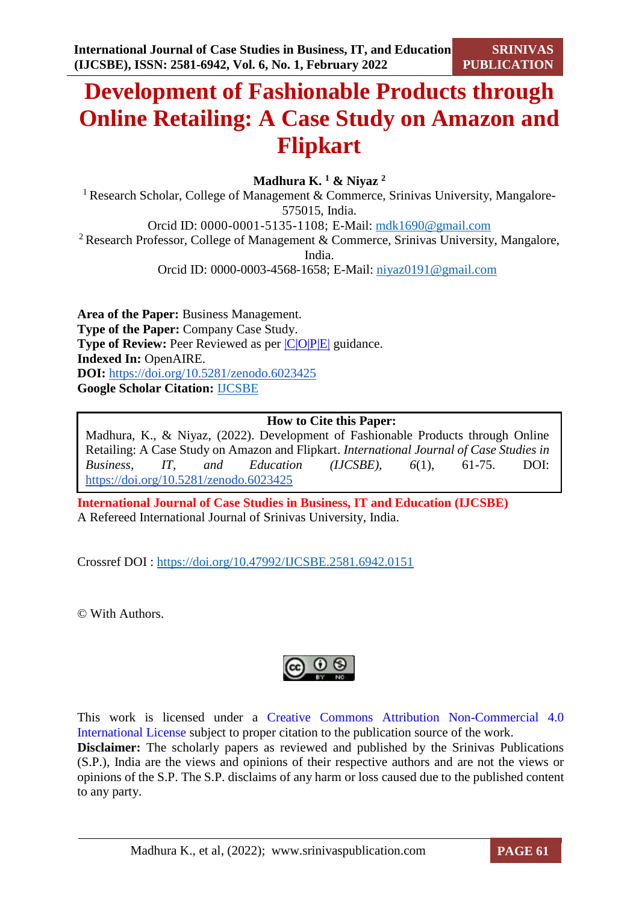# Development of Fashionable Products through Online Retailing: A Case Study on Amazon and Flipkart

**Madhura K.** [1] **& Niyaz** [2]

[1] Research Scholar, College of Management & Commerce, Srinivas University, Mangalore-575015, India.
Orcid ID: 0000-0001-5135-1108; E-Mail: mdk1690@gmail.com

[2] Research Professor, College of Management & Commerce, Srinivas University, Mangalore, India.
Orcid ID: 0000-0003-4568-1658; E-Mail: niyaz0191@gmail.com

**Area of the Paper:** Business Management.
**Type of the Paper:** Company Case Study.
**Type of Review:** Peer Reviewed as per |C|O|P|E| guidance.
**Indexed In:** OpenAIRE.
**DOI:** https://doi.org/10.5281/zenodo.6023425
**Google Scholar Citation:** IJCSBE

**How to Cite this Paper:**
Madhura, K., & Niyaz, (2022). Development of Fashionable Products through Online Retailing: A Case Study on Amazon and Flipkart. *International Journal of Case Studies in Business, IT, and Education (IJCSBE), 6*(1), 61-75. DOI: https://doi.org/10.5281/zenodo.6023425

**International Journal of Case Studies in Business, IT and Education (IJCSBE)**
A Refereed International Journal of Srinivas University, India.

Crossref DOI : https://doi.org/10.47992/IJCSBE.2581.6942.0151

© With Authors.

This work is licensed under a Creative Commons Attribution Non-Commercial 4.0 International License subject to proper citation to the publication source of the work.
**Disclaimer:** The scholarly papers as reviewed and published by the Srinivas Publications (S.P.), India are the views and opinions of their respective authors and are not the views or opinions of the S.P. The S.P. disclaims of any harm or loss caused due to the published content to any party.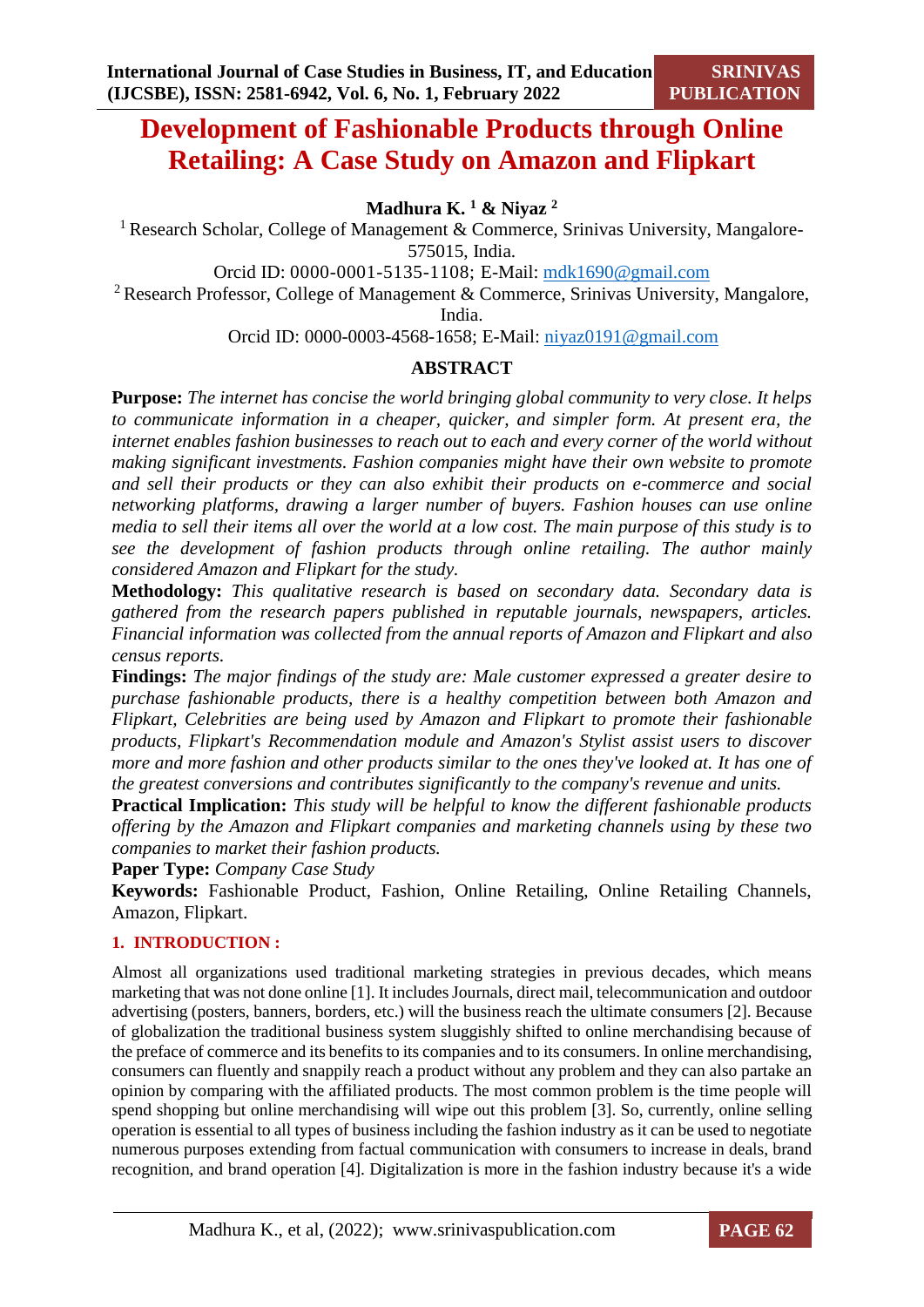# Development of Fashionable Products through Online Retailing: A Case Study on Amazon and Flipkart

**Madhura K. [1] & Niyaz [2]**

[1] Research Scholar, College of Management & Commerce, Srinivas University, Mangalore-575015, India.

Orcid ID: 0000-0001-5135-1108; E-Mail: mdk1690@gmail.com

[2] Research Professor, College of Management & Commerce, Srinivas University, Mangalore, India.

Orcid ID: 0000-0003-4568-1658; E-Mail: niyaz0191@gmail.com

## ABSTRACT

**Purpose:** *The internet has concise the world bringing global community to very close. It helps to communicate information in a cheaper, quicker, and simpler form. At present era, the internet enables fashion businesses to reach out to each and every corner of the world without making significant investments. Fashion companies might have their own website to promote and sell their products or they can also exhibit their products on e-commerce and social networking platforms, drawing a larger number of buyers. Fashion houses can use online media to sell their items all over the world at a low cost. The main purpose of this study is to see the development of fashion products through online retailing. The author mainly considered Amazon and Flipkart for the study.*

**Methodology:** *This qualitative research is based on secondary data. Secondary data is gathered from the research papers published in reputable journals, newspapers, articles. Financial information was collected from the annual reports of Amazon and Flipkart and also census reports.*

**Findings:** *The major findings of the study are: Male customer expressed a greater desire to purchase fashionable products, there is a healthy competition between both Amazon and Flipkart, Celebrities are being used by Amazon and Flipkart to promote their fashionable products, Flipkart's Recommendation module and Amazon's Stylist assist users to discover more and more fashion and other products similar to the ones they've looked at. It has one of the greatest conversions and contributes significantly to the company's revenue and units.*

**Practical Implication:** *This study will be helpful to know the different fashionable products offering by the Amazon and Flipkart companies and marketing channels using by these two companies to market their fashion products.*

**Paper Type:** *Company Case Study*

**Keywords:** Fashionable Product, Fashion, Online Retailing, Online Retailing Channels, Amazon, Flipkart.

## 1. INTRODUCTION :

Almost all organizations used traditional marketing strategies in previous decades, which means marketing that was not done online [1]. It includes Journals, direct mail, telecommunication and outdoor advertising (posters, banners, borders, etc.) will the business reach the ultimate consumers [2]. Because of globalization the traditional business system sluggishly shifted to online merchandising because of the preface of commerce and its benefits to its companies and to its consumers. In online merchandising, consumers can fluently and snappily reach a product without any problem and they can also partake an opinion by comparing with the affiliated products. The most common problem is the time people will spend shopping but online merchandising will wipe out this problem [3]. So, currently, online selling operation is essential to all types of business including the fashion industry as it can be used to negotiate numerous purposes extending from factual communication with consumers to increase in deals, brand recognition, and brand operation [4]. Digitalization is more in the fashion industry because it's a wide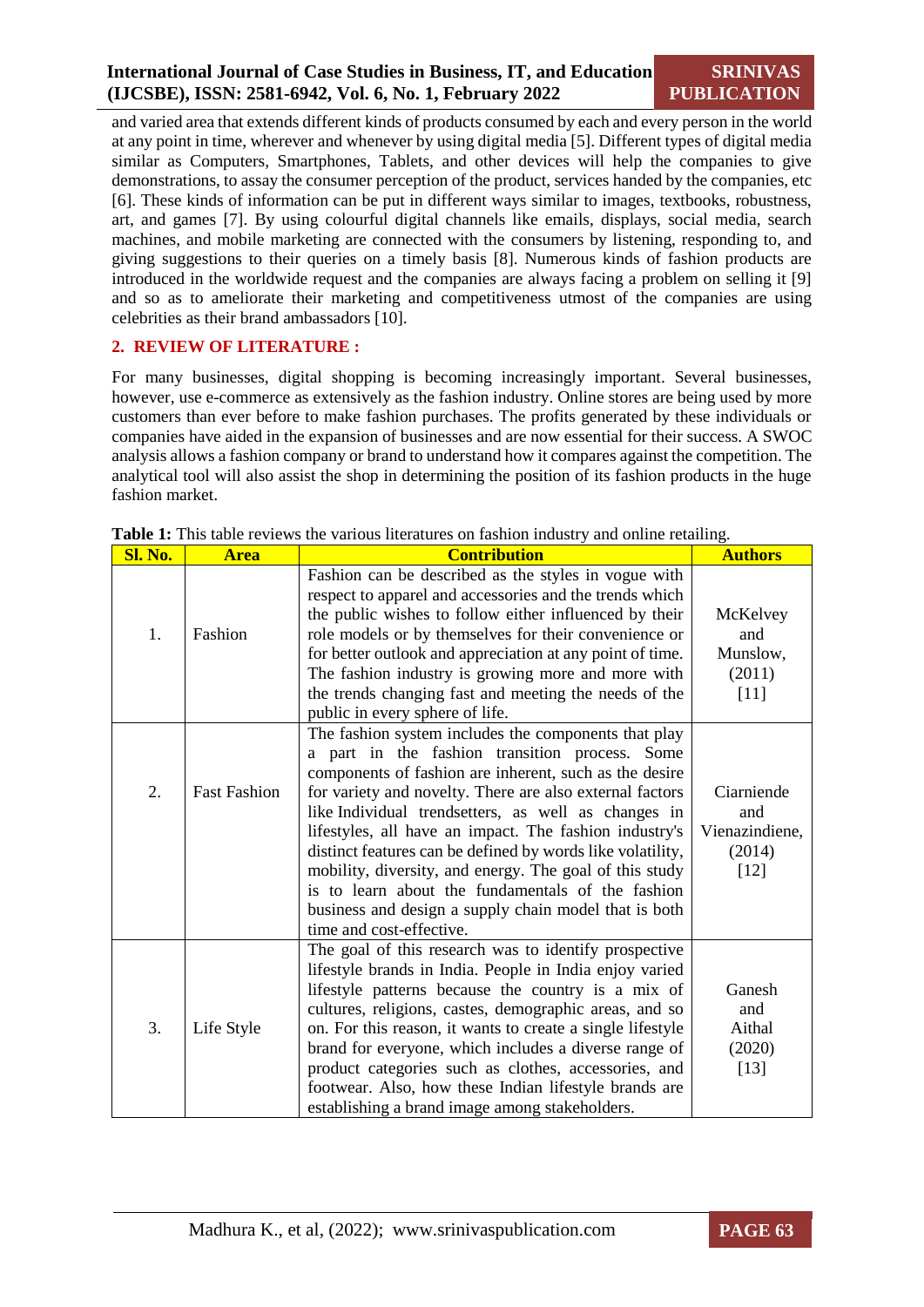and varied area that extends different kinds of products consumed by each and every person in the world at any point in time, wherever and whenever by using digital media [5]. Different types of digital media similar as Computers, Smartphones, Tablets, and other devices will help the companies to give demonstrations, to assay the consumer perception of the product, services handed by the companies, etc [6]. These kinds of information can be put in different ways similar to images, textbooks, robustness, art, and games [7]. By using colourful digital channels like emails, displays, social media, search machines, and mobile marketing are connected with the consumers by listening, responding to, and giving suggestions to their queries on a timely basis [8]. Numerous kinds of fashion products are introduced in the worldwide request and the companies are always facing a problem on selling it [9] and so as to ameliorate their marketing and competitiveness utmost of the companies are using celebrities as their brand ambassadors [10].

## 2. REVIEW OF LITERATURE :

For many businesses, digital shopping is becoming increasingly important. Several businesses, however, use e-commerce as extensively as the fashion industry. Online stores are being used by more customers than ever before to make fashion purchases. The profits generated by these individuals or companies have aided in the expansion of businesses and are now essential for their success. A SWOC analysis allows a fashion company or brand to understand how it compares against the competition. The analytical tool will also assist the shop in determining the position of its fashion products in the huge fashion market.

**Table 1:** This table reviews the various literatures on fashion industry and online retailing.

| Sl. No. | Area | Contribution | Authors |
|---|---|---|---|
| 1. | Fashion | Fashion can be described as the styles in vogue with respect to apparel and accessories and the trends which the public wishes to follow either influenced by their role models or by themselves for their convenience or for better outlook and appreciation at any point of time. The fashion industry is growing more and more with the trends changing fast and meeting the needs of the public in every sphere of life. | McKelvey and Munslow, (2011) [11] |
| 2. | Fast Fashion | The fashion system includes the components that play a part in the fashion transition process. Some components of fashion are inherent, such as the desire for variety and novelty. There are also external factors like Individual trendsetters, as well as changes in lifestyles, all have an impact. The fashion industry's distinct features can be defined by words like volatility, mobility, diversity, and energy. The goal of this study is to learn about the fundamentals of the fashion business and design a supply chain model that is both time and cost-effective. | Ciarniende and Vienazindiene, (2014) [12] |
| 3. | Life Style | The goal of this research was to identify prospective lifestyle brands in India. People in India enjoy varied lifestyle patterns because the country is a mix of cultures, religions, castes, demographic areas, and so on. For this reason, it wants to create a single lifestyle brand for everyone, which includes a diverse range of product categories such as clothes, accessories, and footwear. Also, how these Indian lifestyle brands are establishing a brand image among stakeholders. | Ganesh and Aithal (2020) [13] |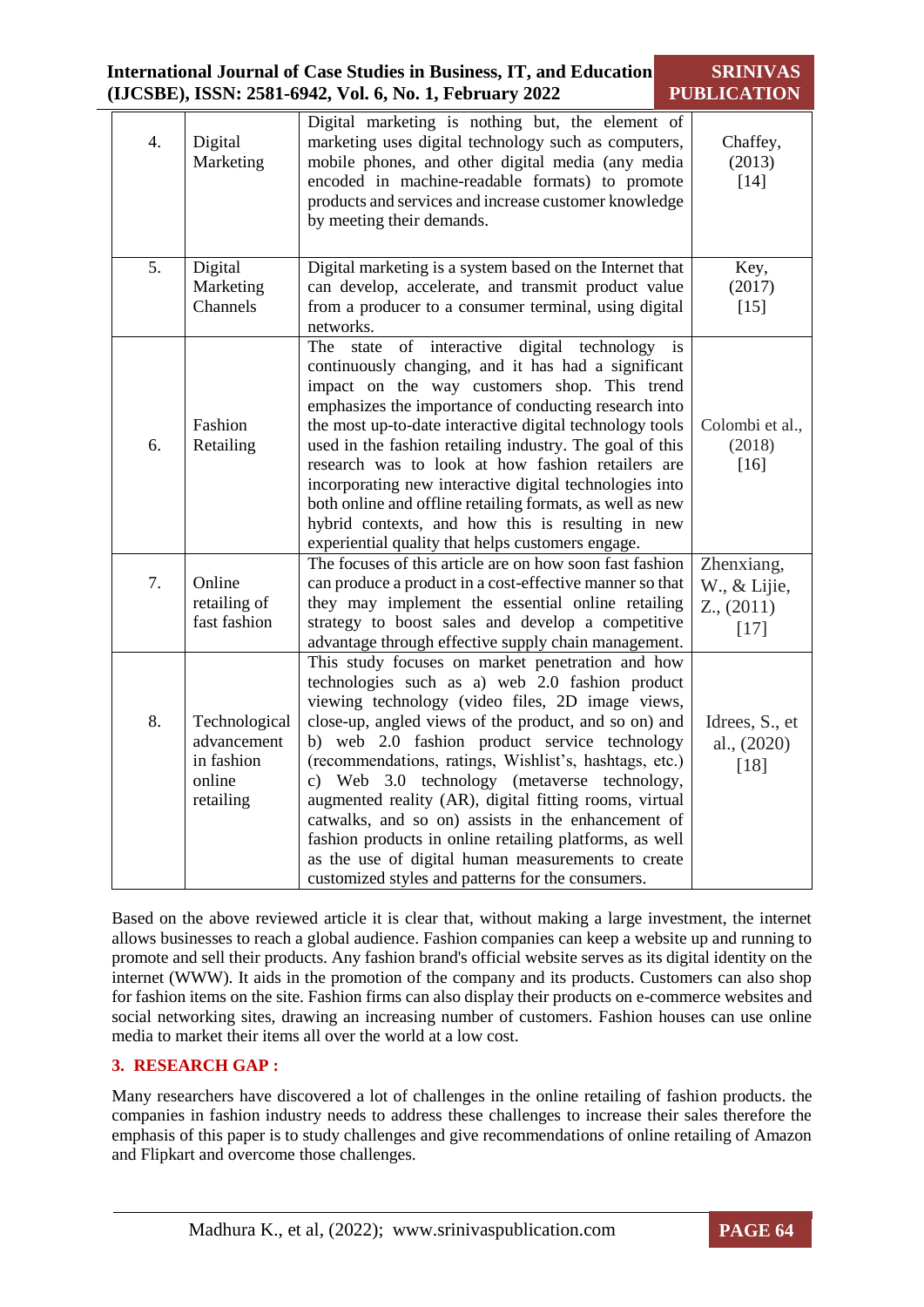| 4. | Digital Marketing | Digital marketing is nothing but, the element of marketing uses digital technology such as computers, mobile phones, and other digital media (any media encoded in machine-readable formats) to promote products and services and increase customer knowledge by meeting their demands. | Chaffey, (2013) [14] |
|---|---|---|---|
| 5. | Digital Marketing Channels | Digital marketing is a system based on the Internet that can develop, accelerate, and transmit product value from a producer to a consumer terminal, using digital networks. | Key, (2017) [15] |
| 6. | Fashion Retailing | The state of interactive digital technology is continuously changing, and it has had a significant impact on the way customers shop. This trend emphasizes the importance of conducting research into the most up-to-date interactive digital technology tools used in the fashion retailing industry. The goal of this research was to look at how fashion retailers are incorporating new interactive digital technologies into both online and offline retailing formats, as well as new hybrid contexts, and how this is resulting in new experiential quality that helps customers engage. | Colombi et al., (2018) [16] |
| 7. | Online retailing of fast fashion | The focuses of this article are on how soon fast fashion can produce a product in a cost-effective manner so that they may implement the essential online retailing strategy to boost sales and develop a competitive advantage through effective supply chain management. | Zhenxiang, W., & Lijie, Z., (2011) [17] |
| 8. | Technological advancement in fashion online retailing | This study focuses on market penetration and how technologies such as a) web 2.0 fashion product viewing technology (video files, 2D image views, close-up, angled views of the product, and so on) and b) web 2.0 fashion product service technology (recommendations, ratings, Wishlist's, hashtags, etc.) c) Web 3.0 technology (metaverse technology, augmented reality (AR), digital fitting rooms, virtual catwalks, and so on) assists in the enhancement of fashion products in online retailing platforms, as well as the use of digital human measurements to create customized styles and patterns for the consumers. | Idrees, S., et al., (2020) [18] |

Based on the above reviewed article it is clear that, without making a large investment, the internet allows businesses to reach a global audience. Fashion companies can keep a website up and running to promote and sell their products. Any fashion brand's official website serves as its digital identity on the internet (WWW). It aids in the promotion of the company and its products. Customers can also shop for fashion items on the site. Fashion firms can also display their products on e-commerce websites and social networking sites, drawing an increasing number of customers. Fashion houses can use online media to market their items all over the world at a low cost.

## 3. RESEARCH GAP :

Many researchers have discovered a lot of challenges in the online retailing of fashion products. the companies in fashion industry needs to address these challenges to increase their sales therefore the emphasis of this paper is to study challenges and give recommendations of online retailing of Amazon and Flipkart and overcome those challenges.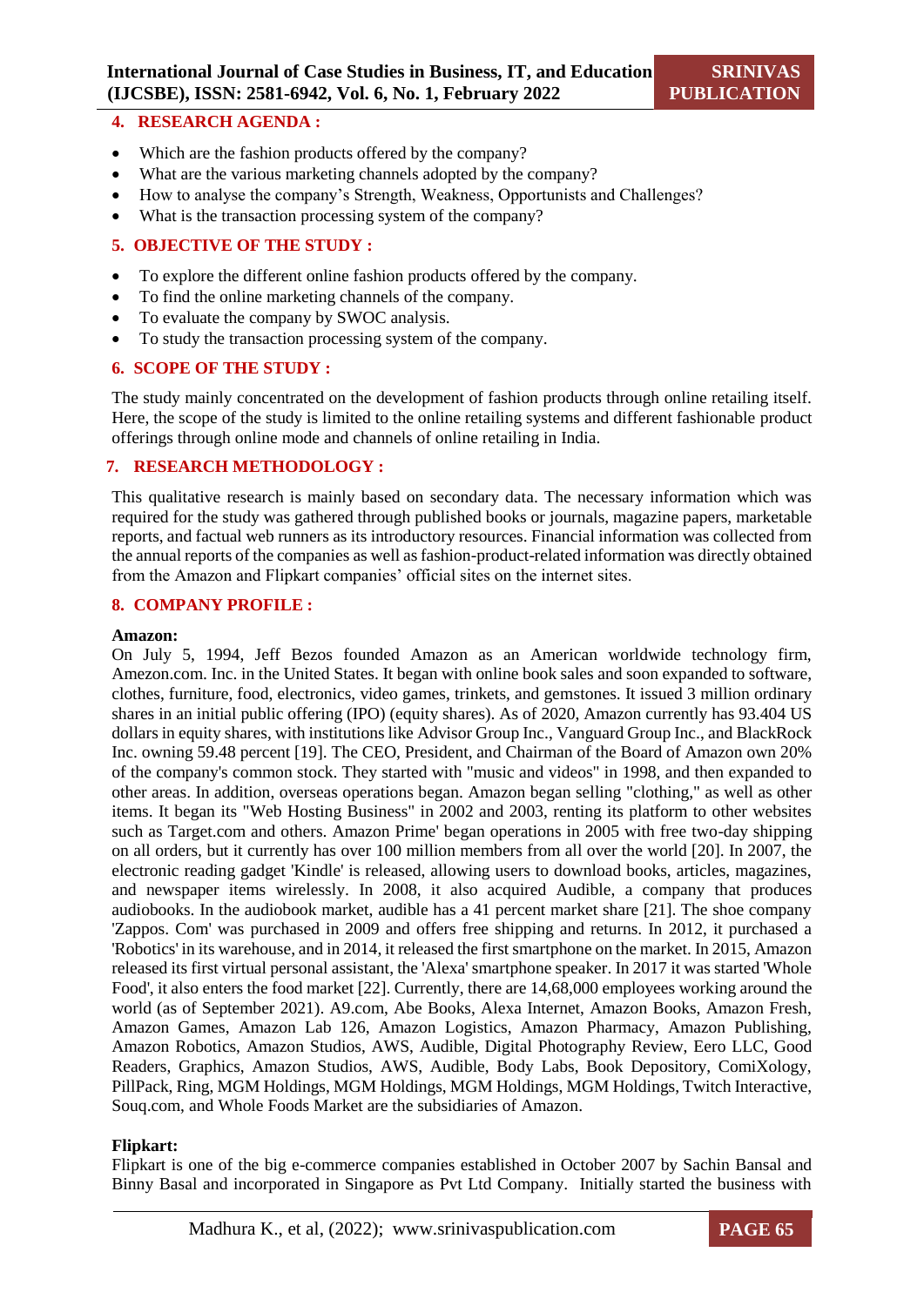## 4. RESEARCH AGENDA :

- Which are the fashion products offered by the company?
- What are the various marketing channels adopted by the company?
- How to analyse the company's Strength, Weakness, Opportunists and Challenges?
- What is the transaction processing system of the company?

## 5. OBJECTIVE OF THE STUDY :

- To explore the different online fashion products offered by the company.
- To find the online marketing channels of the company.
- To evaluate the company by SWOC analysis.
- To study the transaction processing system of the company.

## 6. SCOPE OF THE STUDY :

The study mainly concentrated on the development of fashion products through online retailing itself. Here, the scope of the study is limited to the online retailing systems and different fashionable product offerings through online mode and channels of online retailing in India.

## 7. RESEARCH METHODOLOGY :

This qualitative research is mainly based on secondary data. The necessary information which was required for the study was gathered through published books or journals, magazine papers, marketable reports, and factual web runners as its introductory resources. Financial information was collected from the annual reports of the companies as well as fashion-product-related information was directly obtained from the Amazon and Flipkart companies' official sites on the internet sites.

## 8. COMPANY PROFILE :

**Amazon:**
On July 5, 1994, Jeff Bezos founded Amazon as an American worldwide technology firm, Amezon.com. Inc. in the United States. It began with online book sales and soon expanded to software, clothes, furniture, food, electronics, video games, trinkets, and gemstones. It issued 3 million ordinary shares in an initial public offering (IPO) (equity shares). As of 2020, Amazon currently has 93.404 US dollars in equity shares, with institutions like Advisor Group Inc., Vanguard Group Inc., and BlackRock Inc. owning 59.48 percent [19]. The CEO, President, and Chairman of the Board of Amazon own 20% of the company's common stock. They started with "music and videos" in 1998, and then expanded to other areas. In addition, overseas operations began. Amazon began selling "clothing," as well as other items. It began its "Web Hosting Business" in 2002 and 2003, renting its platform to other websites such as Target.com and others. Amazon Prime' began operations in 2005 with free two-day shipping on all orders, but it currently has over 100 million members from all over the world [20]. In 2007, the electronic reading gadget 'Kindle' is released, allowing users to download books, articles, magazines, and newspaper items wirelessly. In 2008, it also acquired Audible, a company that produces audiobooks. In the audiobook market, audible has a 41 percent market share [21]. The shoe company 'Zappos. Com' was purchased in 2009 and offers free shipping and returns. In 2012, it purchased a 'Robotics' in its warehouse, and in 2014, it released the first smartphone on the market. In 2015, Amazon released its first virtual personal assistant, the 'Alexa' smartphone speaker. In 2017 it was started 'Whole Food', it also enters the food market [22]. Currently, there are 14,68,000 employees working around the world (as of September 2021). A9.com, Abe Books, Alexa Internet, Amazon Books, Amazon Fresh, Amazon Games, Amazon Lab 126, Amazon Logistics, Amazon Pharmacy, Amazon Publishing, Amazon Robotics, Amazon Studios, AWS, Audible, Digital Photography Review, Eero LLC, Good Readers, Graphics, Amazon Studios, AWS, Audible, Body Labs, Book Depository, ComiXology, PillPack, Ring, MGM Holdings, MGM Holdings, MGM Holdings, MGM Holdings, Twitch Interactive, Souq.com, and Whole Foods Market are the subsidiaries of Amazon.

**Flipkart:**
Flipkart is one of the big e-commerce companies established in October 2007 by Sachin Bansal and Binny Basal and incorporated in Singapore as Pvt Ltd Company. Initially started the business with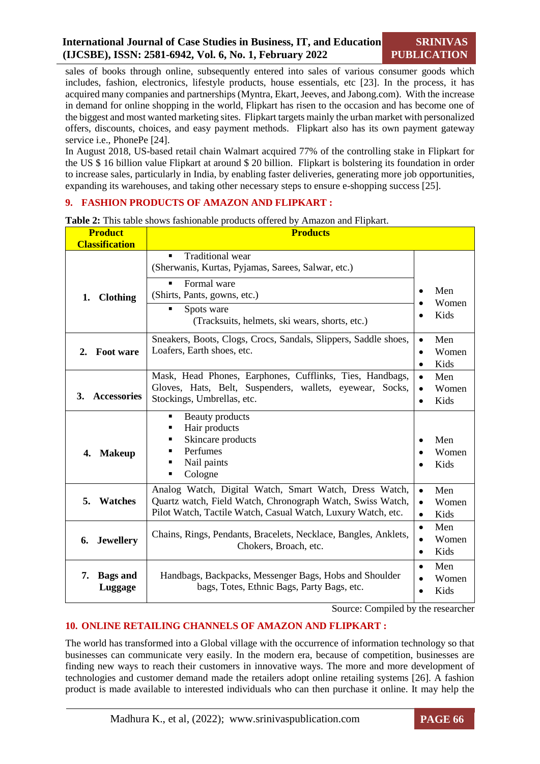sales of books through online, subsequently entered into sales of various consumer goods which includes, fashion, electronics, lifestyle products, house essentials, etc [23]. In the process, it has acquired many companies and partnerships (Myntra, Ekart, Jeeves, and Jabong.com). With the increase in demand for online shopping in the world, Flipkart has risen to the occasion and has become one of the biggest and most wanted marketing sites. Flipkart targets mainly the urban market with personalized offers, discounts, choices, and easy payment methods. Flipkart also has its own payment gateway service i.e., PhonePe [24].

In August 2018, US-based retail chain Walmart acquired 77% of the controlling stake in Flipkart for the US $ 16 billion value Flipkart at around $ 20 billion. Flipkart is bolstering its foundation in order to increase sales, particularly in India, by enabling faster deliveries, generating more job opportunities, expanding its warehouses, and taking other necessary steps to ensure e-shopping success [25].

## 9. FASHION PRODUCTS OF AMAZON AND FLIPKART :

**Table 2:** This table shows fashionable products offered by Amazon and Flipkart.

| Product Classification | Products | |
|---|---|---|
| 1. Clothing | ▪ Traditional wear (Sherwanis, Kurtas, Pyjamas, Sarees, Salwar, etc.) | • Men • Women • Kids |
| | ▪ Formal ware (Shirts, Pants, gowns, etc.) | |
| | ▪ Spots ware (Tracksuits, helmets, ski wears, shorts, etc.) | |
| 2. Foot ware | Sneakers, Boots, Clogs, Crocs, Sandals, Slippers, Saddle shoes, Loafers, Earth shoes, etc. | • Men • Women • Kids |
| 3. Accessories | Mask, Head Phones, Earphones, Cufflinks, Ties, Handbags, Gloves, Hats, Belt, Suspenders, wallets, eyewear, Socks, Stockings, Umbrellas, etc. | • Men • Women • Kids |
| 4. Makeup | ▪ Beauty products ▪ Hair products ▪ Skincare products ▪ Perfumes ▪ Nail paints ▪ Cologne | • Men • Women • Kids |
| 5. Watches | Analog Watch, Digital Watch, Smart Watch, Dress Watch, Quartz watch, Field Watch, Chronograph Watch, Swiss Watch, Pilot Watch, Tactile Watch, Casual Watch, Luxury Watch, etc. | • Men • Women • Kids |
| 6. Jewellery | Chains, Rings, Pendants, Bracelets, Necklace, Bangles, Anklets, Chokers, Broach, etc. | • Men • Women • Kids |
| 7. Bags and Luggage | Handbags, Backpacks, Messenger Bags, Hobs and Shoulder bags, Totes, Ethnic Bags, Party Bags, etc. | • Men • Women • Kids |

Source: Compiled by the researcher

## 10. ONLINE RETAILING CHANNELS OF AMAZON AND FLIPKART :

The world has transformed into a Global village with the occurrence of information technology so that businesses can communicate very easily. In the modern era, because of competition, businesses are finding new ways to reach their customers in innovative ways. The more and more development of technologies and customer demand made the retailers adopt online retailing systems [26]. A fashion product is made available to interested individuals who can then purchase it online. It may help the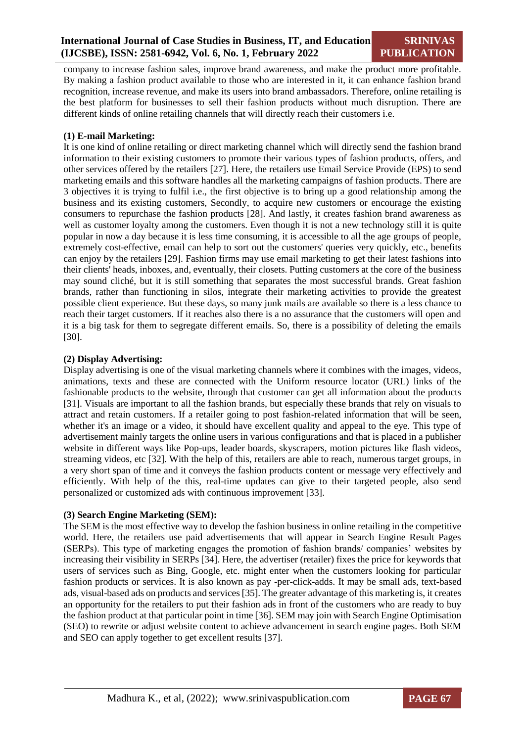company to increase fashion sales, improve brand awareness, and make the product more profitable. By making a fashion product available to those who are interested in it, it can enhance fashion brand recognition, increase revenue, and make its users into brand ambassadors. Therefore, online retailing is the best platform for businesses to sell their fashion products without much disruption. There are different kinds of online retailing channels that will directly reach their customers i.e.

**(1) E-mail Marketing:**

It is one kind of online retailing or direct marketing channel which will directly send the fashion brand information to their existing customers to promote their various types of fashion products, offers, and other services offered by the retailers [27]. Here, the retailers use Email Service Provide (EPS) to send marketing emails and this software handles all the marketing campaigns of fashion products. There are 3 objectives it is trying to fulfil i.e., the first objective is to bring up a good relationship among the business and its existing customers, Secondly, to acquire new customers or encourage the existing consumers to repurchase the fashion products [28]. And lastly, it creates fashion brand awareness as well as customer loyalty among the customers. Even though it is not a new technology still it is quite popular in now a day because it is less time consuming, it is accessible to all the age groups of people, extremely cost-effective, email can help to sort out the customers' queries very quickly, etc., benefits can enjoy by the retailers [29]. Fashion firms may use email marketing to get their latest fashions into their clients' heads, inboxes, and, eventually, their closets. Putting customers at the core of the business may sound cliché, but it is still something that separates the most successful brands. Great fashion brands, rather than functioning in silos, integrate their marketing activities to provide the greatest possible client experience. But these days, so many junk mails are available so there is a less chance to reach their target customers. If it reaches also there is a no assurance that the customers will open and it is a big task for them to segregate different emails. So, there is a possibility of deleting the emails [30].

**(2) Display Advertising:**

Display advertising is one of the visual marketing channels where it combines with the images, videos, animations, texts and these are connected with the Uniform resource locator (URL) links of the fashionable products to the website, through that customer can get all information about the products [31]. Visuals are important to all the fashion brands, but especially these brands that rely on visuals to attract and retain customers. If a retailer going to post fashion-related information that will be seen, whether it's an image or a video, it should have excellent quality and appeal to the eye. This type of advertisement mainly targets the online users in various configurations and that is placed in a publisher website in different ways like Pop-ups, leader boards, skyscrapers, motion pictures like flash videos, streaming videos, etc [32]. With the help of this, retailers are able to reach, numerous target groups, in a very short span of time and it conveys the fashion products content or message very effectively and efficiently. With help of the this, real-time updates can give to their targeted people, also send personalized or customized ads with continuous improvement [33].

**(3) Search Engine Marketing (SEM):**

The SEM is the most effective way to develop the fashion business in online retailing in the competitive world. Here, the retailers use paid advertisements that will appear in Search Engine Result Pages (SERPs). This type of marketing engages the promotion of fashion brands/ companies' websites by increasing their visibility in SERPs [34]. Here, the advertiser (retailer) fixes the price for keywords that users of services such as Bing, Google, etc. might enter when the customers looking for particular fashion products or services. It is also known as pay -per-click-adds. It may be small ads, text-based ads, visual-based ads on products and services [35]. The greater advantage of this marketing is, it creates an opportunity for the retailers to put their fashion ads in front of the customers who are ready to buy the fashion product at that particular point in time [36]. SEM may join with Search Engine Optimisation (SEO) to rewrite or adjust website content to achieve advancement in search engine pages. Both SEM and SEO can apply together to get excellent results [37].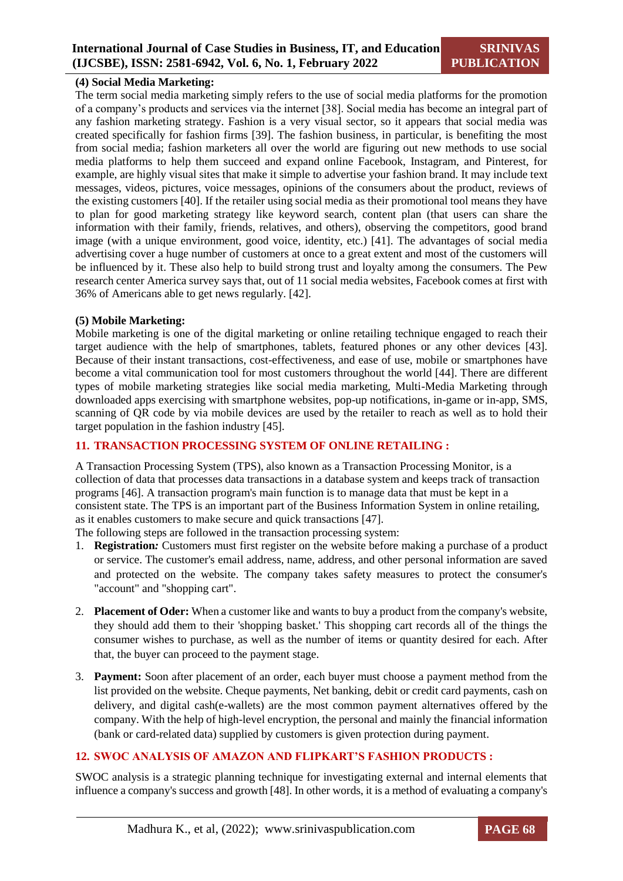**(4) Social Media Marketing:**

The term social media marketing simply refers to the use of social media platforms for the promotion of a company's products and services via the internet [38]. Social media has become an integral part of any fashion marketing strategy. Fashion is a very visual sector, so it appears that social media was created specifically for fashion firms [39]. The fashion business, in particular, is benefiting the most from social media; fashion marketers all over the world are figuring out new methods to use social media platforms to help them succeed and expand online Facebook, Instagram, and Pinterest, for example, are highly visual sites that make it simple to advertise your fashion brand. It may include text messages, videos, pictures, voice messages, opinions of the consumers about the product, reviews of the existing customers [40]. If the retailer using social media as their promotional tool means they have to plan for good marketing strategy like keyword search, content plan (that users can share the information with their family, friends, relatives, and others), observing the competitors, good brand image (with a unique environment, good voice, identity, etc.) [41]. The advantages of social media advertising cover a huge number of customers at once to a great extent and most of the customers will be influenced by it. These also help to build strong trust and loyalty among the consumers. The Pew research center America survey says that, out of 11 social media websites, Facebook comes at first with 36% of Americans able to get news regularly. [42].

**(5) Mobile Marketing:**

Mobile marketing is one of the digital marketing or online retailing technique engaged to reach their target audience with the help of smartphones, tablets, featured phones or any other devices [43]. Because of their instant transactions, cost-effectiveness, and ease of use, mobile or smartphones have become a vital communication tool for most customers throughout the world [44]. There are different types of mobile marketing strategies like social media marketing, Multi-Media Marketing through downloaded apps exercising with smartphone websites, pop-up notifications, in-game or in-app, SMS, scanning of QR code by via mobile devices are used by the retailer to reach as well as to hold their target population in the fashion industry [45].

## 11. TRANSACTION PROCESSING SYSTEM OF ONLINE RETAILING :

A Transaction Processing System (TPS), also known as a Transaction Processing Monitor, is a collection of data that processes data transactions in a database system and keeps track of transaction programs [46]. A transaction program's main function is to manage data that must be kept in a consistent state. The TPS is an important part of the Business Information System in online retailing, as it enables customers to make secure and quick transactions [47].

The following steps are followed in the transaction processing system:

1. **Registration*:*** Customers must first register on the website before making a purchase of a product or service. The customer's email address, name, address, and other personal information are saved and protected on the website. The company takes safety measures to protect the consumer's "account" and "shopping cart".

2. **Placement of Oder:** When a customer like and wants to buy a product from the company's website, they should add them to their 'shopping basket.' This shopping cart records all of the things the consumer wishes to purchase, as well as the number of items or quantity desired for each. After that, the buyer can proceed to the payment stage.

3. **Payment:** Soon after placement of an order, each buyer must choose a payment method from the list provided on the website. Cheque payments, Net banking, debit or credit card payments, cash on delivery, and digital cash(e-wallets) are the most common payment alternatives offered by the company. With the help of high-level encryption, the personal and mainly the financial information (bank or card-related data) supplied by customers is given protection during payment.

## 12. SWOC ANALYSIS OF AMAZON AND FLIPKART'S FASHION PRODUCTS :

SWOC analysis is a strategic planning technique for investigating external and internal elements that influence a company's success and growth [48]. In other words, it is a method of evaluating a company's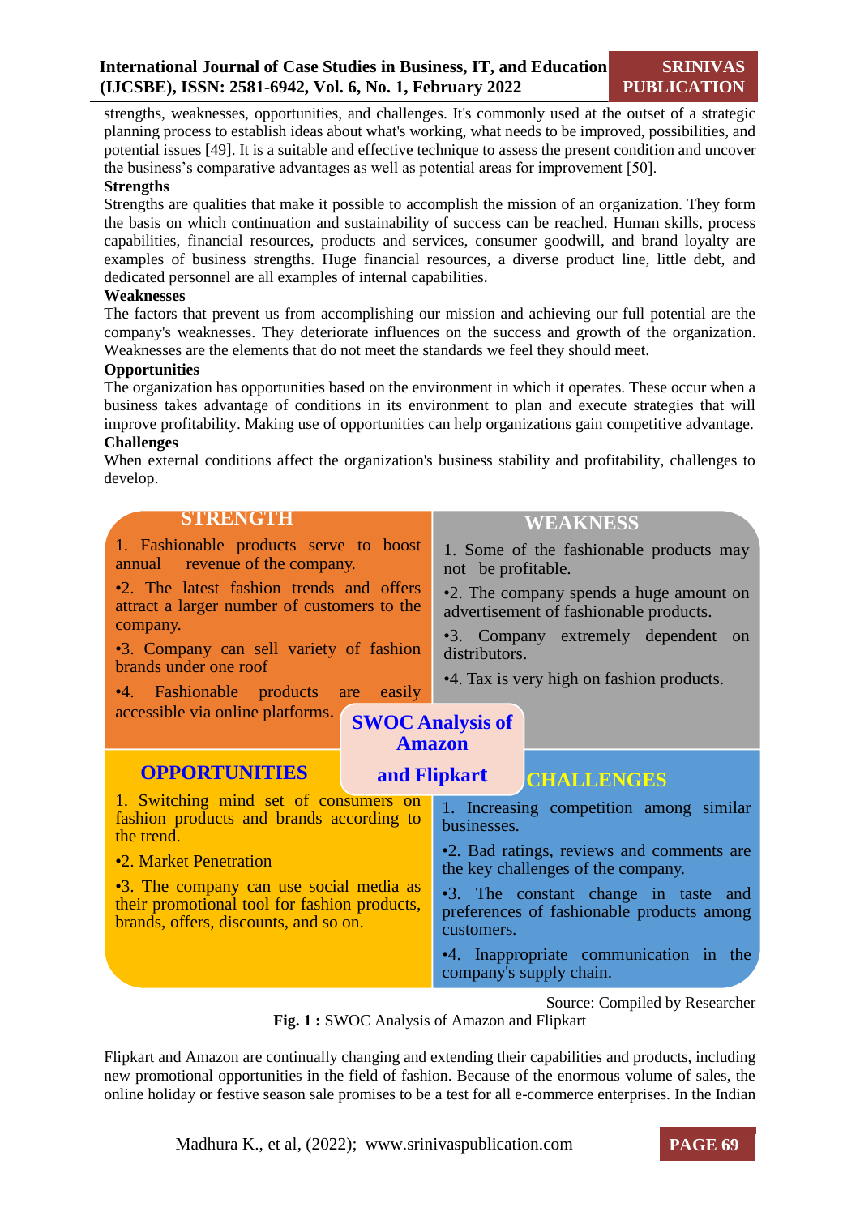strengths, weaknesses, opportunities, and challenges. It's commonly used at the outset of a strategic planning process to establish ideas about what's working, what needs to be improved, possibilities, and potential issues [49]. It is a suitable and effective technique to assess the present condition and uncover the business's comparative advantages as well as potential areas for improvement [50].

**Strengths**

Strengths are qualities that make it possible to accomplish the mission of an organization. They form the basis on which continuation and sustainability of success can be reached. Human skills, process capabilities, financial resources, products and services, consumer goodwill, and brand loyalty are examples of business strengths. Huge financial resources, a diverse product line, little debt, and dedicated personnel are all examples of internal capabilities.

**Weaknesses**

The factors that prevent us from accomplishing our mission and achieving our full potential are the company's weaknesses. They deteriorate influences on the success and growth of the organization. Weaknesses are the elements that do not meet the standards we feel they should meet.

**Opportunities**

The organization has opportunities based on the environment in which it operates. These occur when a business takes advantage of conditions in its environment to plan and execute strategies that will improve profitability. Making use of opportunities can help organizations gain competitive advantage.

**Challenges**

When external conditions affect the organization's business stability and profitability, challenges to develop.

**SWOC Analysis of Amazon and Flipkart**

**STRENGTH**

1. Fashionable products serve to boost annual revenue of the company.
2. The latest fashion trends and offers attract a larger number of customers to the company.
3. Company can sell variety of fashion brands under one roof
4. Fashionable products are easily accessible via online platforms.

**WEAKNESS**

1. Some of the fashionable products may not be profitable.
2. The company spends a huge amount on advertisement of fashionable products.
3. Company extremely dependent on distributors.
4. Tax is very high on fashion products.

**OPPORTUNITIES**

1. Switching mind set of consumers on fashion products and brands according to the trend.
2. Market Penetration
3. The company can use social media as their promotional tool for fashion products, brands, offers, discounts, and so on.

**CHALLENGES**

1. Increasing competition among similar businesses.
2. Bad ratings, reviews and comments are the key challenges of the company.
3. The constant change in taste and preferences of fashionable products among customers.
4. Inappropriate communication in the company's supply chain.

Source: Compiled by Researcher

**Fig. 1 :** SWOC Analysis of Amazon and Flipkart

Flipkart and Amazon are continually changing and extending their capabilities and products, including new promotional opportunities in the field of fashion. Because of the enormous volume of sales, the online holiday or festive season sale promises to be a test for all e-commerce enterprises. In the Indian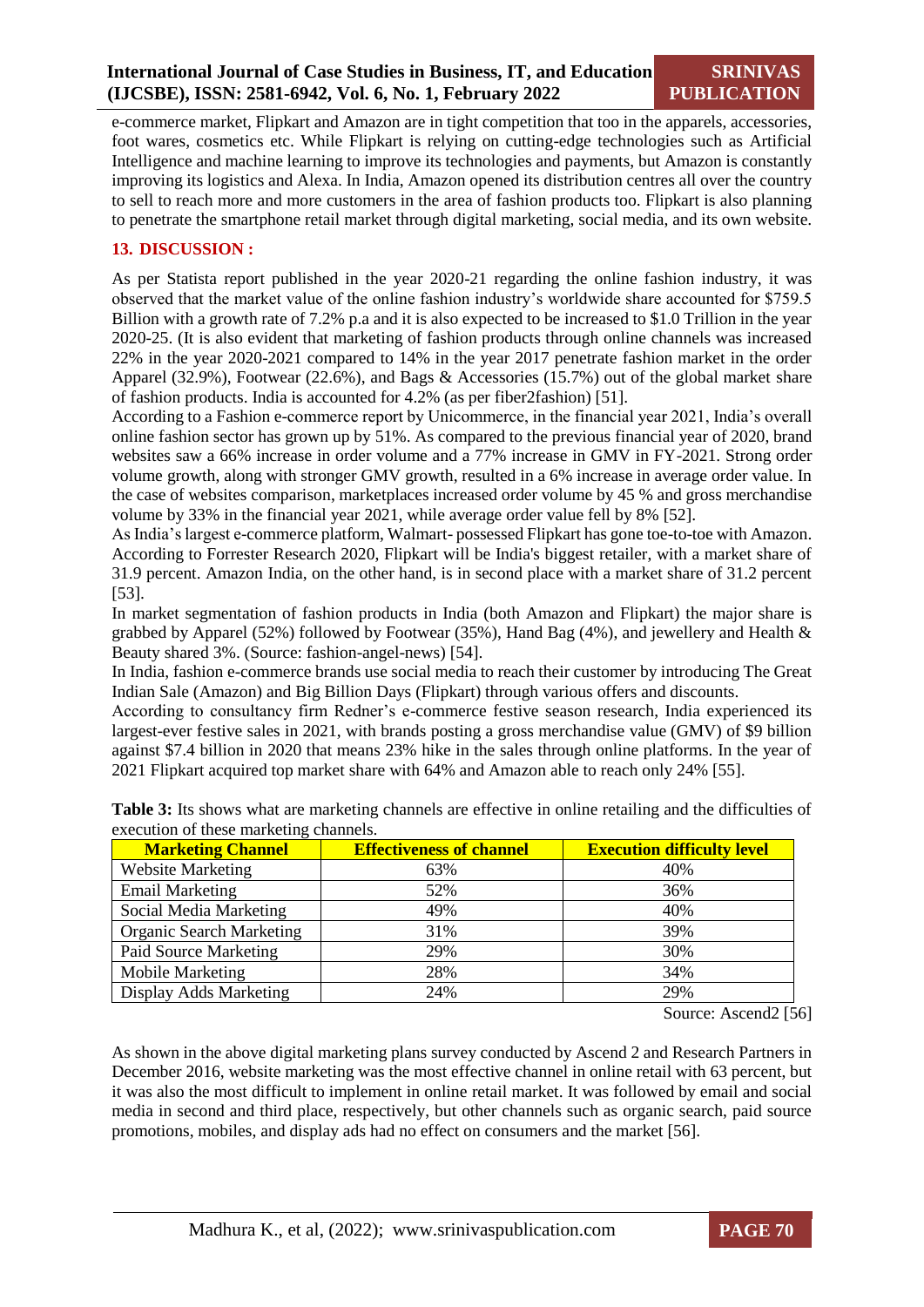e-commerce market, Flipkart and Amazon are in tight competition that too in the apparels, accessories, foot wares, cosmetics etc. While Flipkart is relying on cutting-edge technologies such as Artificial Intelligence and machine learning to improve its technologies and payments, but Amazon is constantly improving its logistics and Alexa. In India, Amazon opened its distribution centres all over the country to sell to reach more and more customers in the area of fashion products too. Flipkart is also planning to penetrate the smartphone retail market through digital marketing, social media, and its own website.

## 13. DISCUSSION :

As per Statista report published in the year 2020-21 regarding the online fashion industry, it was observed that the market value of the online fashion industry's worldwide share accounted for $759.5 Billion with a growth rate of 7.2% p.a and it is also expected to be increased to $1.0 Trillion in the year 2020-25. (It is also evident that marketing of fashion products through online channels was increased 22% in the year 2020-2021 compared to 14% in the year 2017 penetrate fashion market in the order Apparel (32.9%), Footwear (22.6%), and Bags & Accessories (15.7%) out of the global market share of fashion products. India is accounted for 4.2% (as per fiber2fashion) [51].

According to a Fashion e-commerce report by Unicommerce, in the financial year 2021, India's overall online fashion sector has grown up by 51%. As compared to the previous financial year of 2020, brand websites saw a 66% increase in order volume and a 77% increase in GMV in FY-2021. Strong order volume growth, along with stronger GMV growth, resulted in a 6% increase in average order value. In the case of websites comparison, marketplaces increased order volume by 45 % and gross merchandise volume by 33% in the financial year 2021, while average order value fell by 8% [52].

As India's largest e-commerce platform, Walmart- possessed Flipkart has gone toe-to-toe with Amazon. According to Forrester Research 2020, Flipkart will be India's biggest retailer, with a market share of 31.9 percent. Amazon India, on the other hand, is in second place with a market share of 31.2 percent [53].

In market segmentation of fashion products in India (both Amazon and Flipkart) the major share is grabbed by Apparel (52%) followed by Footwear (35%), Hand Bag (4%), and jewellery and Health & Beauty shared 3%. (Source: fashion-angel-news) [54].

In India, fashion e-commerce brands use social media to reach their customer by introducing The Great Indian Sale (Amazon) and Big Billion Days (Flipkart) through various offers and discounts.

According to consultancy firm Redner's e-commerce festive season research, India experienced its largest-ever festive sales in 2021, with brands posting a gross merchandise value (GMV) of $9 billion against $7.4 billion in 2020 that means 23% hike in the sales through online platforms. In the year of 2021 Flipkart acquired top market share with 64% and Amazon able to reach only 24% [55].

**Table 3:** Its shows what are marketing channels are effective in online retailing and the difficulties of execution of these marketing channels.

| Marketing Channel | Effectiveness of channel | Execution difficulty level |
|---|---|---|
| Website Marketing | 63% | 40% |
| Email Marketing | 52% | 36% |
| Social Media Marketing | 49% | 40% |
| Organic Search Marketing | 31% | 39% |
| Paid Source Marketing | 29% | 30% |
| Mobile Marketing | 28% | 34% |
| Display Adds Marketing | 24% | 29% |

Source: Ascend2 [56]

As shown in the above digital marketing plans survey conducted by Ascend 2 and Research Partners in December 2016, website marketing was the most effective channel in online retail with 63 percent, but it was also the most difficult to implement in online retail market. It was followed by email and social media in second and third place, respectively, but other channels such as organic search, paid source promotions, mobiles, and display ads had no effect on consumers and the market [56].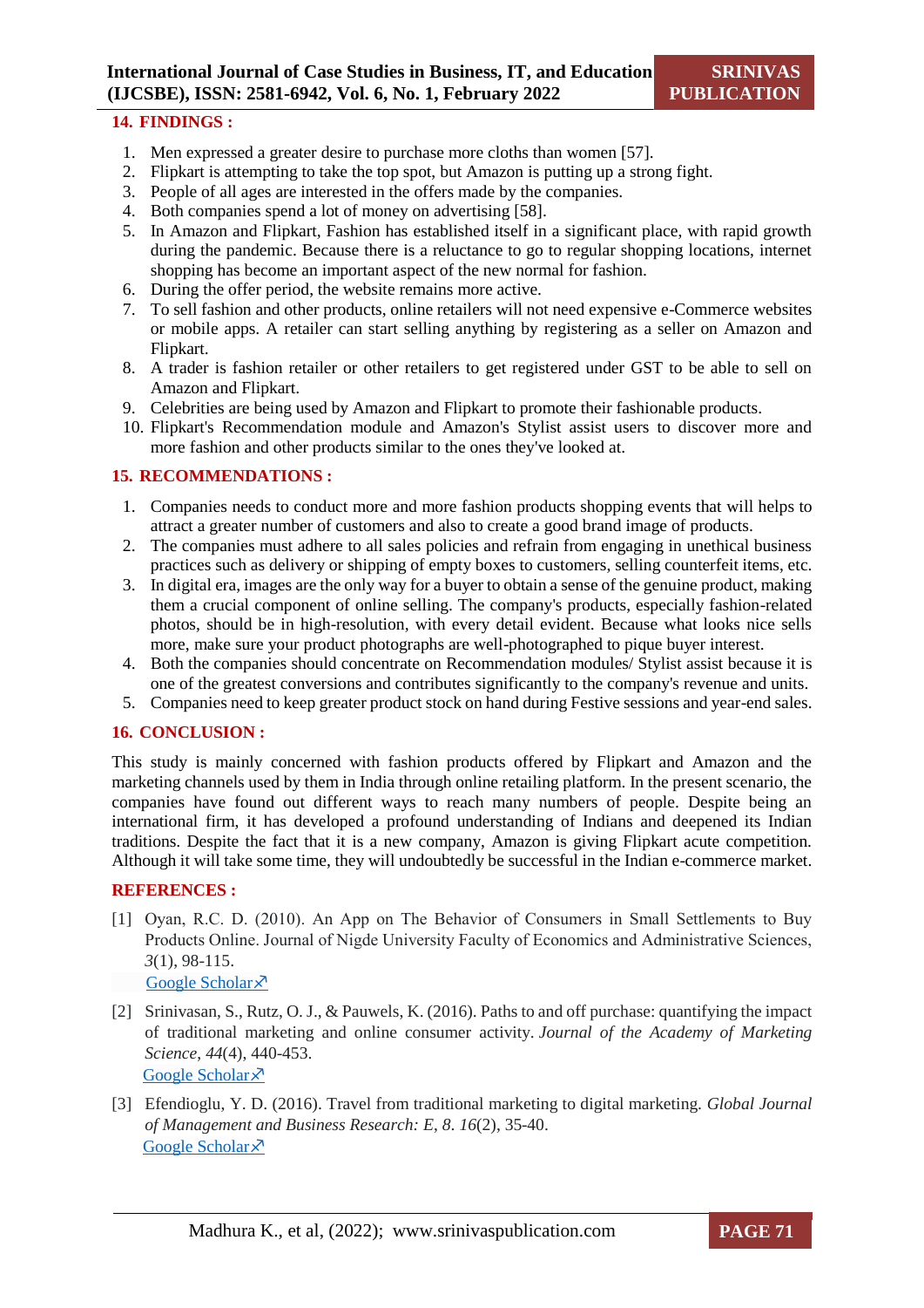## 14. FINDINGS :

1. Men expressed a greater desire to purchase more cloths than women [57].
2. Flipkart is attempting to take the top spot, but Amazon is putting up a strong fight.
3. People of all ages are interested in the offers made by the companies.
4. Both companies spend a lot of money on advertising [58].
5. In Amazon and Flipkart, Fashion has established itself in a significant place, with rapid growth during the pandemic. Because there is a reluctance to go to regular shopping locations, internet shopping has become an important aspect of the new normal for fashion.
6. During the offer period, the website remains more active.
7. To sell fashion and other products, online retailers will not need expensive e-Commerce websites or mobile apps. A retailer can start selling anything by registering as a seller on Amazon and Flipkart.
8. A trader is fashion retailer or other retailers to get registered under GST to be able to sell on Amazon and Flipkart.
9. Celebrities are being used by Amazon and Flipkart to promote their fashionable products.
10. Flipkart's Recommendation module and Amazon's Stylist assist users to discover more and more fashion and other products similar to the ones they've looked at.

## 15. RECOMMENDATIONS :

1. Companies needs to conduct more and more fashion products shopping events that will helps to attract a greater number of customers and also to create a good brand image of products.
2. The companies must adhere to all sales policies and refrain from engaging in unethical business practices such as delivery or shipping of empty boxes to customers, selling counterfeit items, etc.
3. In digital era, images are the only way for a buyer to obtain a sense of the genuine product, making them a crucial component of online selling. The company's products, especially fashion-related photos, should be in high-resolution, with every detail evident. Because what looks nice sells more, make sure your product photographs are well-photographed to pique buyer interest.
4. Both the companies should concentrate on Recommendation modules/ Stylist assist because it is one of the greatest conversions and contributes significantly to the company's revenue and units.
5. Companies need to keep greater product stock on hand during Festive sessions and year-end sales.

## 16. CONCLUSION :

This study is mainly concerned with fashion products offered by Flipkart and Amazon and the marketing channels used by them in India through online retailing platform. In the present scenario, the companies have found out different ways to reach many numbers of people. Despite being an international firm, it has developed a profound understanding of Indians and deepened its Indian traditions. Despite the fact that it is a new company, Amazon is giving Flipkart acute competition. Although it will take some time, they will undoubtedly be successful in the Indian e-commerce market.

## REFERENCES :

[1] Oyan, R.C. D. (2010). An App on The Behavior of Consumers in Small Settlements to Buy Products Online. Journal of Nigde University Faculty of Economics and Administrative Sciences, *3*(1), 98-115.
Google Scholar

[2] Srinivasan, S., Rutz, O. J., & Pauwels, K. (2016). Paths to and off purchase: quantifying the impact of traditional marketing and online consumer activity. *Journal of the Academy of Marketing Science*, *44*(4), 440-453.
Google Scholar

[3] Efendioglu, Y. D. (2016). Travel from traditional marketing to digital marketing. *Global Journal of Management and Business Research: E*, *8*. *16*(2), 35-40.
Google Scholar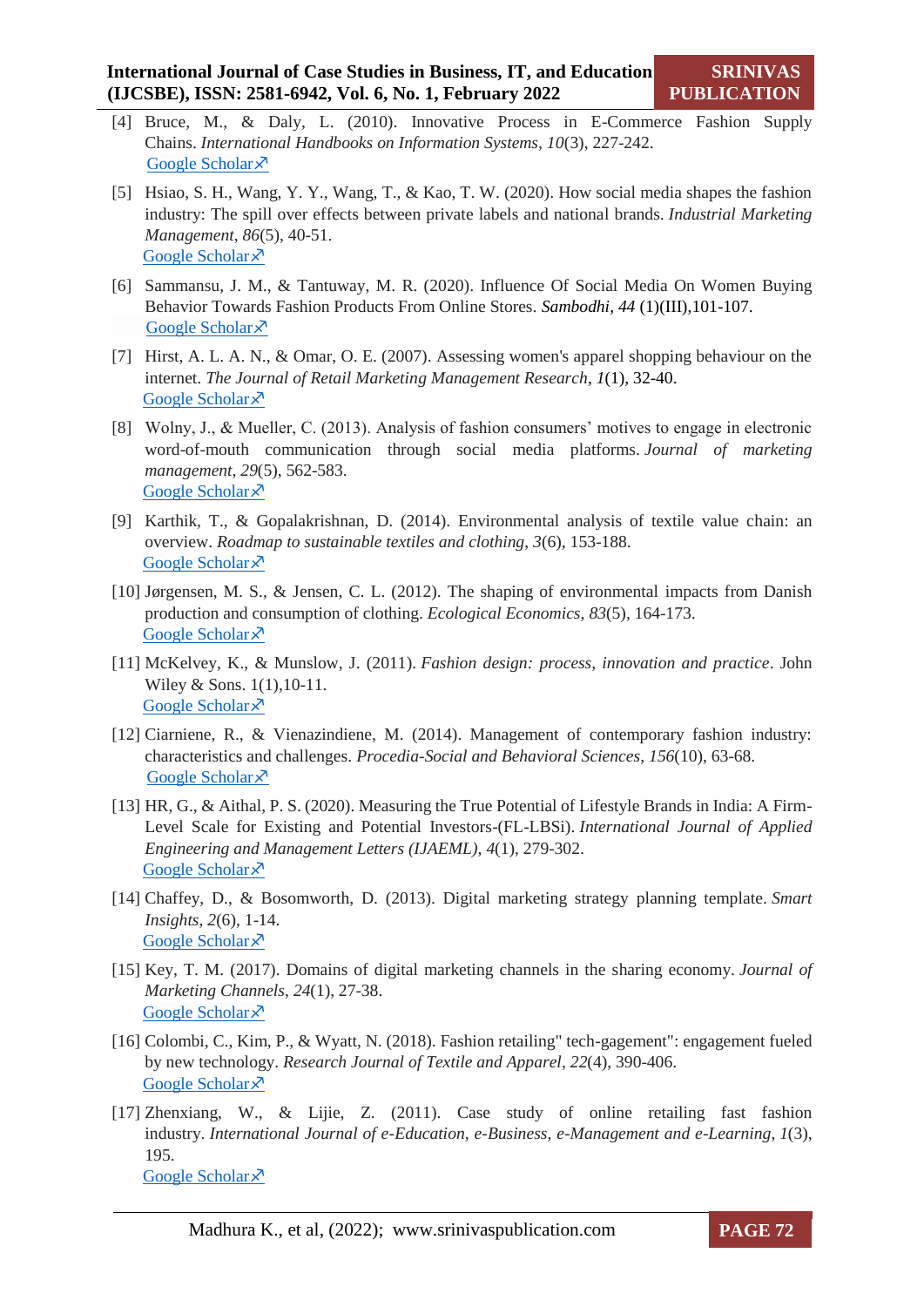[4] Bruce, M., & Daly, L. (2010). Innovative Process in E-Commerce Fashion Supply Chains. *International Handbooks on Information Systems, 10*(3), 227-242.
Google Scholar↗

[5] Hsiao, S. H., Wang, Y. Y., Wang, T., & Kao, T. W. (2020). How social media shapes the fashion industry: The spill over effects between private labels and national brands. *Industrial Marketing Management*, *86*(5), 40-51.
Google Scholar↗

[6] Sammansu, J. M., & Tantuway, M. R. (2020). Influence Of Social Media On Women Buying Behavior Towards Fashion Products From Online Stores. *Sambodhi, 44* (1)(III),101-107.
Google Scholar↗

[7] Hirst, A. L. A. N., & Omar, O. E. (2007). Assessing women's apparel shopping behaviour on the internet. *The Journal of Retail Marketing Management Research*, *1*(1), 32-40.
Google Scholar↗

[8] Wolny, J., & Mueller, C. (2013). Analysis of fashion consumers' motives to engage in electronic word-of-mouth communication through social media platforms. *Journal of marketing management*, *29*(5), 562-583.
Google Scholar↗

[9] Karthik, T., & Gopalakrishnan, D. (2014). Environmental analysis of textile value chain: an overview. *Roadmap to sustainable textiles and clothing*, *3*(6), 153-188.
Google Scholar↗

[10] Jørgensen, M. S., & Jensen, C. L. (2012). The shaping of environmental impacts from Danish production and consumption of clothing. *Ecological Economics*, *83*(5), 164-173.
Google Scholar↗

[11] McKelvey, K., & Munslow, J. (2011). *Fashion design: process, innovation and practice*. John Wiley & Sons. 1(1),10-11.
Google Scholar↗

[12] Ciarniene, R., & Vienazindiene, M. (2014). Management of contemporary fashion industry: characteristics and challenges. *Procedia-Social and Behavioral Sciences*, *156*(10), 63-68.
Google Scholar↗

[13] HR, G., & Aithal, P. S. (2020). Measuring the True Potential of Lifestyle Brands in India: A Firm-Level Scale for Existing and Potential Investors-(FL-LBSi). *International Journal of Applied Engineering and Management Letters (IJAEML)*, *4*(1), 279-302.
Google Scholar↗

[14] Chaffey, D., & Bosomworth, D. (2013). Digital marketing strategy planning template. *Smart Insights*, *2*(6), 1-14.
Google Scholar↗

[15] Key, T. M. (2017). Domains of digital marketing channels in the sharing economy. *Journal of Marketing Channels*, *24*(1), 27-38.
Google Scholar↗

[16] Colombi, C., Kim, P., & Wyatt, N. (2018). Fashion retailing" tech-gagement": engagement fueled by new technology. *Research Journal of Textile and Apparel*, *22*(4), 390-406.
Google Scholar↗

[17] Zhenxiang, W., & Lijie, Z. (2011). Case study of online retailing fast fashion industry. *International Journal of e-Education, e-Business, e-Management and e-Learning*, *1*(3), 195.
Google Scholar↗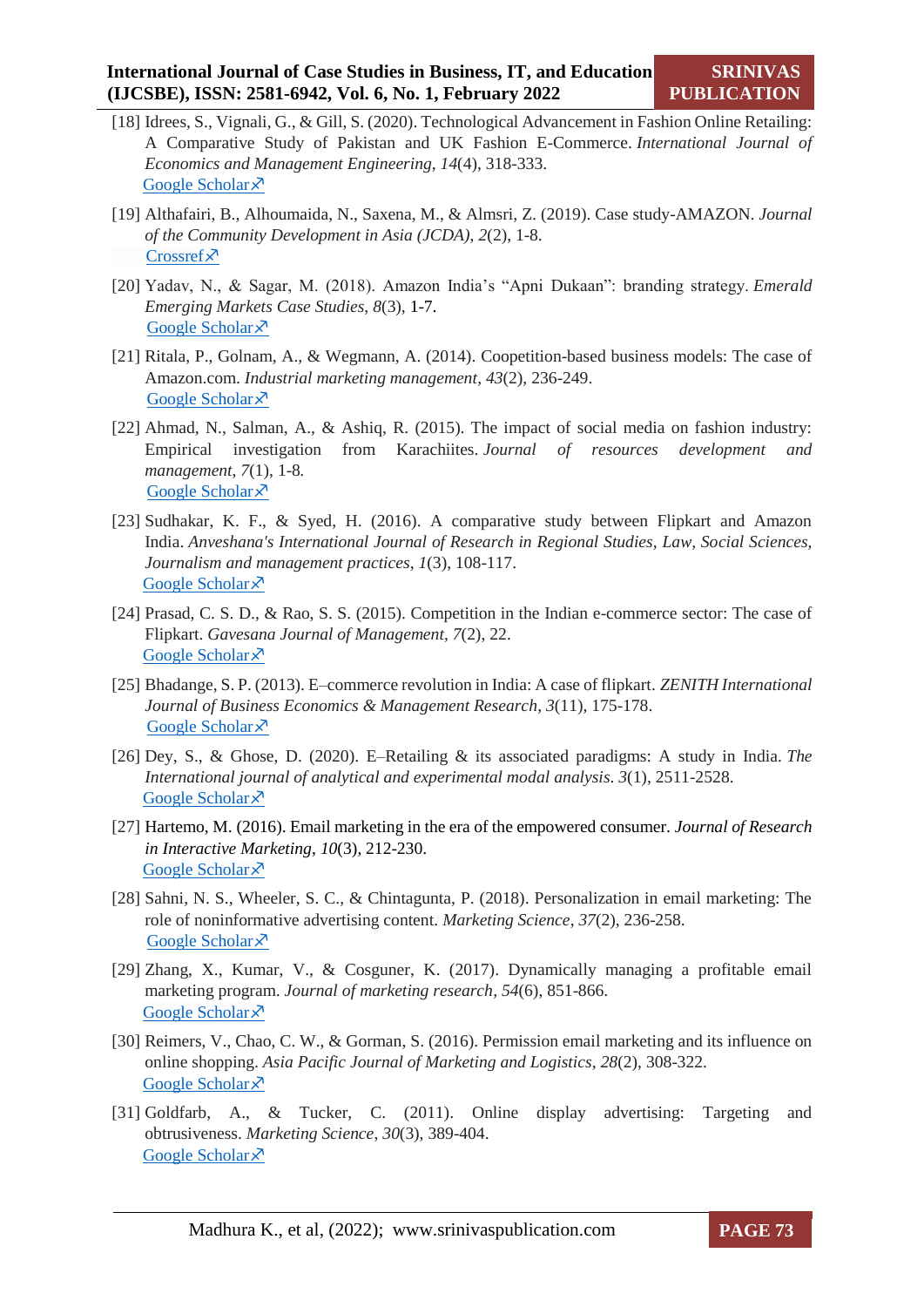[18] Idrees, S., Vignali, G., & Gill, S. (2020). Technological Advancement in Fashion Online Retailing: A Comparative Study of Pakistan and UK Fashion E-Commerce. *International Journal of Economics and Management Engineering*, *14*(4), 318-333.
Google Scholar↗

[19] Althafairi, B., Alhoumaida, N., Saxena, M., & Almsri, Z. (2019). Case study-AMAZON. *Journal of the Community Development in Asia (JCDA)*, *2*(2), 1-8.
Crossref↗

[20] Yadav, N., & Sagar, M. (2018). Amazon India's "Apni Dukaan": branding strategy. *Emerald Emerging Markets Case Studies*, *8*(3), 1-7.
Google Scholar↗

[21] Ritala, P., Golnam, A., & Wegmann, A. (2014). Coopetition-based business models: The case of Amazon.com. *Industrial marketing management*, *43*(2), 236-249.
Google Scholar↗

[22] Ahmad, N., Salman, A., & Ashiq, R. (2015). The impact of social media on fashion industry: Empirical investigation from Karachiites. *Journal of resources development and management*, *7*(1), 1-8.
Google Scholar↗

[23] Sudhakar, K. F., & Syed, H. (2016). A comparative study between Flipkart and Amazon India. *Anveshana's International Journal of Research in Regional Studies, Law, Social Sciences, Journalism and management practices*, *1*(3), 108-117.
Google Scholar↗

[24] Prasad, C. S. D., & Rao, S. S. (2015). Competition in the Indian e-commerce sector: The case of Flipkart. *Gavesana Journal of Management*, *7*(2), 22.
Google Scholar↗

[25] Bhadange, S. P. (2013). E–commerce revolution in India: A case of flipkart. *ZENITH International Journal of Business Economics & Management Research*, *3*(11), 175-178.
Google Scholar↗

[26] Dey, S., & Ghose, D. (2020). E–Retailing & its associated paradigms: A study in India. *The International journal of analytical and experimental modal analysis*. *3*(1), 2511-2528.
Google Scholar↗

[27] Hartemo, M. (2016). Email marketing in the era of the empowered consumer. *Journal of Research in Interactive Marketing*, *10*(3), 212-230.
Google Scholar↗

[28] Sahni, N. S., Wheeler, S. C., & Chintagunta, P. (2018). Personalization in email marketing: The role of noninformative advertising content. *Marketing Science*, *37*(2), 236-258.
Google Scholar↗

[29] Zhang, X., Kumar, V., & Cosguner, K. (2017). Dynamically managing a profitable email marketing program. *Journal of marketing research*, *54*(6), 851-866.
Google Scholar↗

[30] Reimers, V., Chao, C. W., & Gorman, S. (2016). Permission email marketing and its influence on online shopping. *Asia Pacific Journal of Marketing and Logistics*, *28*(2), 308-322.
Google Scholar↗

[31] Goldfarb, A., & Tucker, C. (2011). Online display advertising: Targeting and obtrusiveness. *Marketing Science*, *30*(3), 389-404.
Google Scholar↗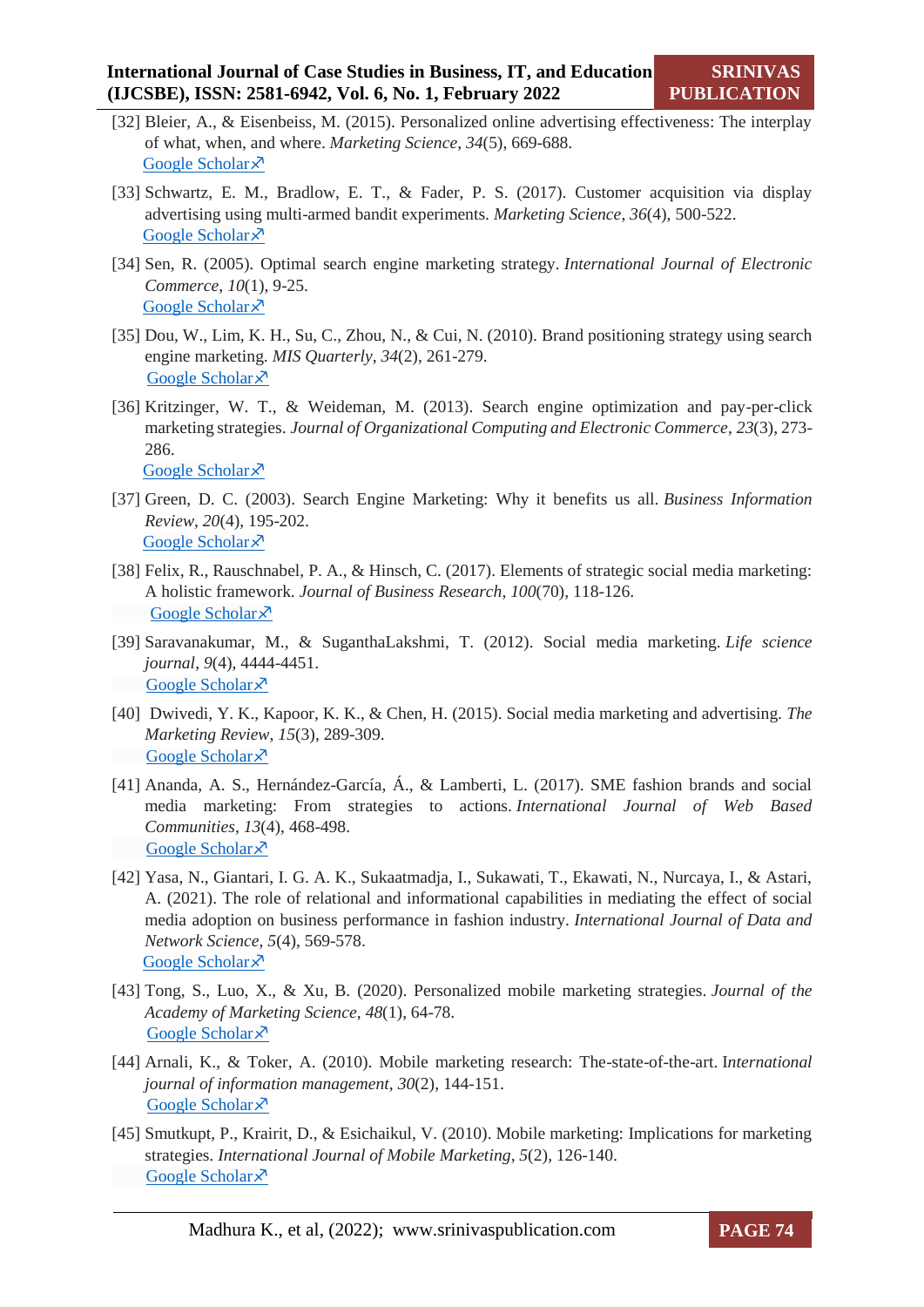[32] Bleier, A., & Eisenbeiss, M. (2015). Personalized online advertising effectiveness: The interplay of what, when, and where. *Marketing Science*, *34*(5), 669-688.
Google Scholar↗

[33] Schwartz, E. M., Bradlow, E. T., & Fader, P. S. (2017). Customer acquisition via display advertising using multi-armed bandit experiments. *Marketing Science*, *36*(4), 500-522.
Google Scholar↗

[34] Sen, R. (2005). Optimal search engine marketing strategy. *International Journal of Electronic Commerce*, *10*(1), 9-25.
Google Scholar↗

[35] Dou, W., Lim, K. H., Su, C., Zhou, N., & Cui, N. (2010). Brand positioning strategy using search engine marketing. *MIS Quarterly*, *34*(2), 261-279.
Google Scholar↗

[36] Kritzinger, W. T., & Weideman, M. (2013). Search engine optimization and pay-per-click marketing strategies. *Journal of Organizational Computing and Electronic Commerce*, *23*(3), 273-286.
Google Scholar↗

[37] Green, D. C. (2003). Search Engine Marketing: Why it benefits us all. *Business Information Review*, *20*(4), 195-202.
Google Scholar↗

[38] Felix, R., Rauschnabel, P. A., & Hinsch, C. (2017). Elements of strategic social media marketing: A holistic framework. *Journal of Business Research*, *100*(70), 118-126.
Google Scholar↗

[39] Saravanakumar, M., & SuganthaLakshmi, T. (2012). Social media marketing. *Life science journal*, *9*(4), 4444-4451.
Google Scholar↗

[40] Dwivedi, Y. K., Kapoor, K. K., & Chen, H. (2015). Social media marketing and advertising. *The Marketing Review*, *15*(3), 289-309.
Google Scholar↗

[41] Ananda, A. S., Hernández-García, Á., & Lamberti, L. (2017). SME fashion brands and social media marketing: From strategies to actions. *International Journal of Web Based Communities*, *13*(4), 468-498.
Google Scholar↗

[42] Yasa, N., Giantari, I. G. A. K., Sukaatmadja, I., Sukawati, T., Ekawati, N., Nurcaya, I., & Astari, A. (2021). The role of relational and informational capabilities in mediating the effect of social media adoption on business performance in fashion industry. *International Journal of Data and Network Science*, *5*(4), 569-578.
Google Scholar↗

[43] Tong, S., Luo, X., & Xu, B. (2020). Personalized mobile marketing strategies. *Journal of the Academy of Marketing Science*, *48*(1), 64-78.
Google Scholar↗

[44] Arnali, K., & Toker, A. (2010). Mobile marketing research: The-state-of-the-art. I*nternational journal of information management*, *30*(2), 144-151.
Google Scholar↗

[45] Smutkupt, P., Krairit, D., & Esichaikul, V. (2010). Mobile marketing: Implications for marketing strategies. *International Journal of Mobile Marketing*, *5*(2), 126-140.
Google Scholar↗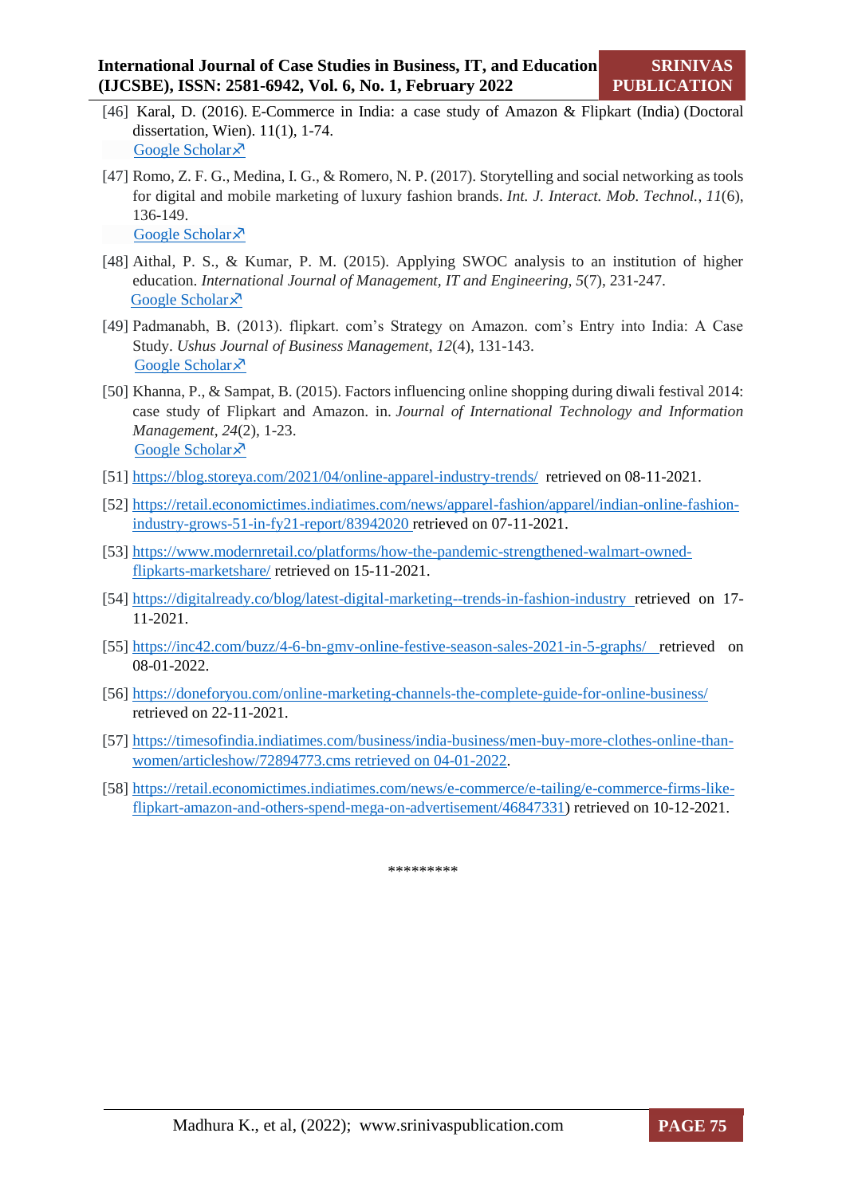[46] Karal, D. (2016). E-Commerce in India: a case study of Amazon & Flipkart (India) (Doctoral dissertation, Wien). 11(1), 1-74.
Google Scholar

[47] Romo, Z. F. G., Medina, I. G., & Romero, N. P. (2017). Storytelling and social networking as tools for digital and mobile marketing of luxury fashion brands. *Int. J. Interact. Mob. Technol.*, *11*(6), 136-149.
Google Scholar

[48] Aithal, P. S., & Kumar, P. M. (2015). Applying SWOC analysis to an institution of higher education. *International Journal of Management, IT and Engineering*, *5*(7), 231-247.
Google Scholar

[49] Padmanabh, B. (2013). flipkart. com's Strategy on Amazon. com's Entry into India: A Case Study. *Ushus Journal of Business Management*, *12*(4), 131-143.
Google Scholar

[50] Khanna, P., & Sampat, B. (2015). Factors influencing online shopping during diwali festival 2014: case study of Flipkart and Amazon. in. *Journal of International Technology and Information Management*, *24*(2), 1-23.
Google Scholar

[51] https://blog.storeya.com/2021/04/online-apparel-industry-trends/ retrieved on 08-11-2021.

[52] https://retail.economictimes.indiatimes.com/news/apparel-fashion/apparel/indian-online-fashion-industry-grows-51-in-fy21-report/83942020 retrieved on 07-11-2021.

[53] https://www.modernretail.co/platforms/how-the-pandemic-strengthened-walmart-owned-flipkarts-marketshare/ retrieved on 15-11-2021.

[54] https://digitalready.co/blog/latest-digital-marketing--trends-in-fashion-industry retrieved on 17-11-2021.

[55] https://inc42.com/buzz/4-6-bn-gmv-online-festive-season-sales-2021-in-5-graphs/ retrieved on 08-01-2022.

[56] https://doneforyou.com/online-marketing-channels-the-complete-guide-for-online-business/ retrieved on 22-11-2021.

[57] https://timesofindia.indiatimes.com/business/india-business/men-buy-more-clothes-online-than-women/articleshow/72894773.cms retrieved on 04-01-2022.

[58] https://retail.economictimes.indiatimes.com/news/e-commerce/e-tailing/e-commerce-firms-like-flipkart-amazon-and-others-spend-mega-on-advertisement/46847331) retrieved on 10-12-2021.

*********